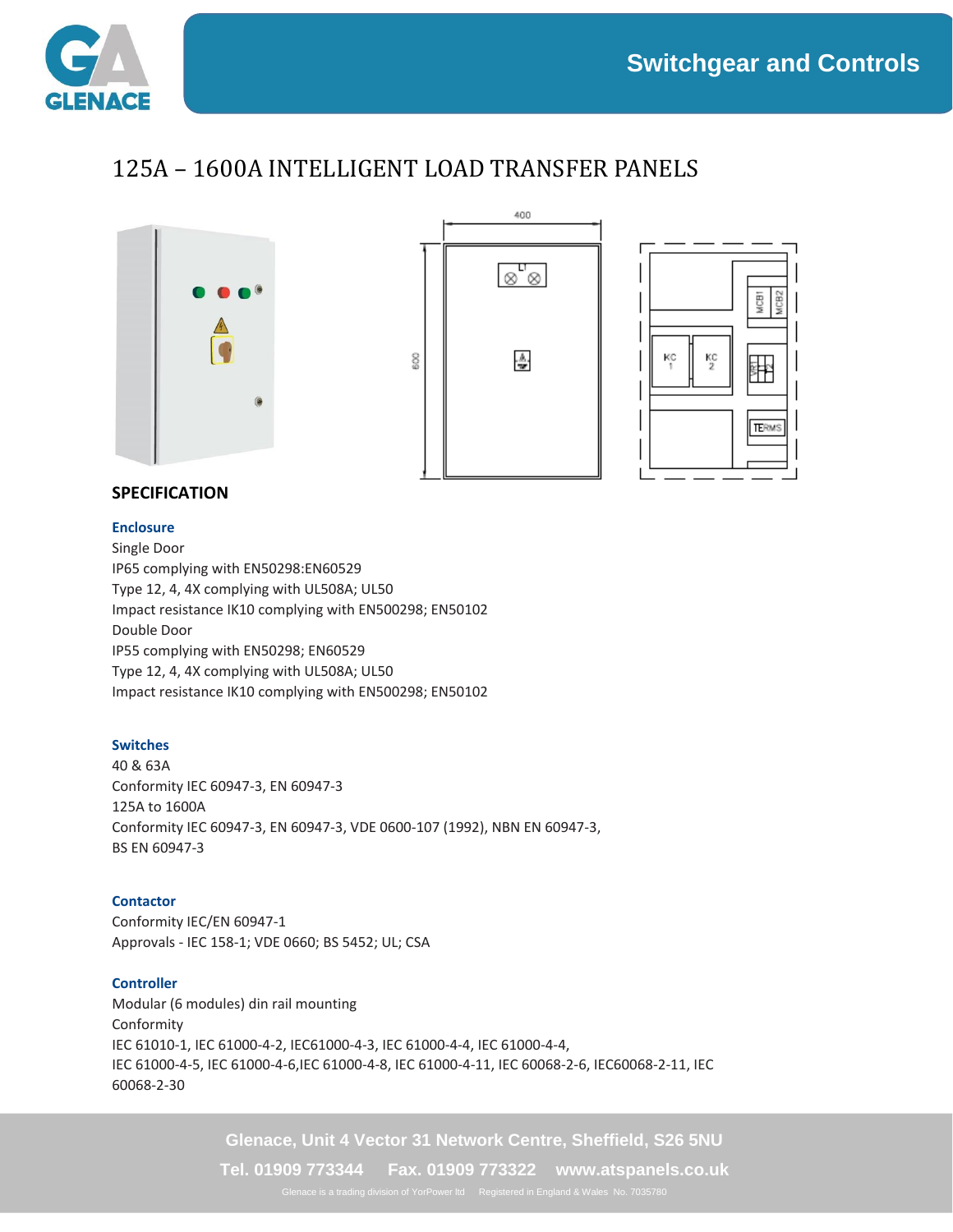# 125A – 1600A INTELLIGENT LOAD TRANSFER PANELS

## SPECIFICATION

### Enclosure

Single Door
IP65 complying with EN50298:EN60529
Type 12, 4, 4X complying with UL508A; UL50
Impact resistance IK10 complying with EN500298; EN50102
Double Door
IP55 complying with EN50298; EN60529
Type 12, 4, 4X complying with UL508A; UL50
Impact resistance IK10 complying with EN500298; EN50102

### Switches

40 & 63A
Conformity IEC 60947-3, EN 60947-3
125A to 1600A
Conformity IEC 60947-3, EN 60947-3, VDE 0600-107 (1992), NBN EN 60947-3, BS EN 60947-3

### Contactor

Conformity IEC/EN 60947-1
Approvals - IEC 158-1; VDE 0660; BS 5452; UL; CSA

### Controller

Modular (6 modules) din rail mounting
Conformity
IEC 61010-1, IEC 61000-4-2, IEC61000-4-3, IEC 61000-4-4, IEC 61000-4-4, IEC 61000-4-5, IEC 61000-4-6,IEC 61000-4-8, IEC 61000-4-11, IEC 60068-2-6, IEC60068-2-11, IEC 60068-2-30

Glenace, Unit 4 Vector 31 Network Centre, Sheffield, S26 5NU
Tel. 01909 773344 Fax. 01909 773322 www.atspanels.co.uk
Glenace is a trading division of YorPower ltd Registered in England & Wales No. 7035780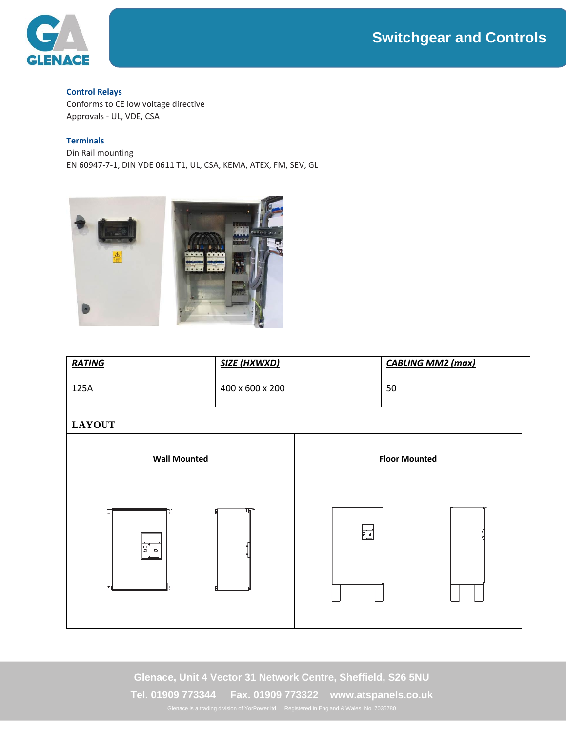### Control Relays

Conforms to CE low voltage directive
Approvals - UL, VDE, CSA

### Terminals

Din Rail mounting
EN 60947-7-1, DIN VDE 0611 T1, UL, CSA, KEMA, ATEX, FM, SEV, GL

| ***RATING*** | ***SIZE (HXWXD)*** | ***CABLING MM2 (max)*** |
|---|---|---|
| 125A | 400 x 600 x 200 | 50 |

**LAYOUT**

| **Wall Mounted** | **Floor Mounted** |
|---|---|
| | |